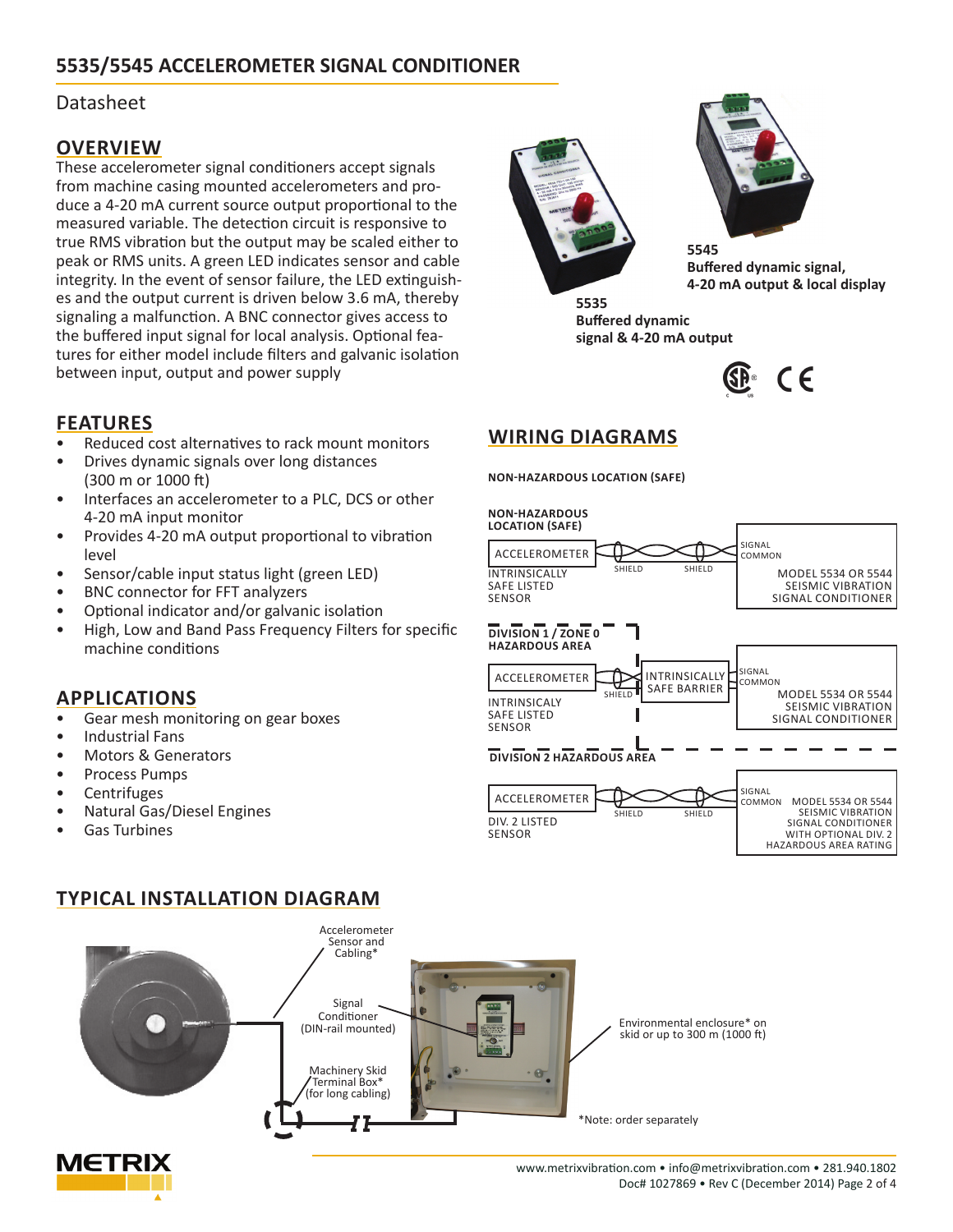# 5535/5545 ACCELEROMETER SIGNAL CONDITIONER

Datasheet

## OVERVIEW

These accelerometer signal conditioners accept signals from machine casing mounted accelerometers and produce a 4-20 mA current source output proportional to the measured variable. The detection circuit is responsive to true RMS vibration but the output may be scaled either to peak or RMS units. A green LED indicates sensor and cable integrity. In the event of sensor failure, the LED extinguishes and the output current is driven below 3.6 mA, thereby signaling a malfunction. A BNC connector gives access to the buffered input signal for local analysis. Optional features for either model include filters and galvanic isolation between input, output and power supply

**5545**
**Buffered dynamic signal, 4-20 mA output & local display**

**5535**
**Buffered dynamic signal & 4-20 mA output**

## FEATURES

- Reduced cost alternatives to rack mount monitors
- Drives dynamic signals over long distances (300 m or 1000 ft)
- Interfaces an accelerometer to a PLC, DCS or other 4-20 mA input monitor
- Provides 4-20 mA output proportional to vibration level
- Sensor/cable input status light (green LED)
- BNC connector for FFT analyzers
- Optional indicator and/or galvanic isolation
- High, Low and Band Pass Frequency Filters for specific machine conditions

## APPLICATIONS

- Gear mesh monitoring on gear boxes
- Industrial Fans
- Motors & Generators
- Process Pumps
- Centrifuges
- Natural Gas/Diesel Engines
- Gas Turbines

## WIRING DIAGRAMS

**NON-HAZARDOUS LOCATION (SAFE)**

**NON-HAZARDOUS LOCATION (SAFE)**

ACCELEROMETER — SHIELD — SHIELD — SIGNAL / COMMON — MODEL 5534 OR 5544 SEISMIC VIBRATION SIGNAL CONDITIONER

INTRINSICALLY SAFE LISTED SENSOR

**DIVISION 1 / ZONE 0 HAZARDOUS AREA**

ACCELEROMETER — SHIELD — INTRINSICALLY SAFE BARRIER — SIGNAL / COMMON — MODEL 5534 OR 5544 SEISMIC VIBRATION SIGNAL CONDITIONER

INTRINSICALY SAFE LISTED SENSOR

**DIVISION 2 HAZARDOUS AREA**

ACCELEROMETER — SHIELD — SHIELD — SIGNAL / COMMON — MODEL 5534 OR 5544 SEISMIC VIBRATION SIGNAL CONDITIONER WITH OPTIONAL DIV. 2 HAZARDOUS AREA RATING

DIV. 2 LISTED SENSOR

## TYPICAL INSTALLATION DIAGRAM

Accelerometer Sensor and Cabling*

Signal Conditioner (DIN-rail mounted)

Machinery Skid Terminal Box* (for long cabling)

Environmental enclosure* on skid or up to 300 m (1000 ft)

*Note: order separately

www.metrixvibration.com • info@metrixvibration.com • 281.940.1802
Doc# 1027869 • Rev C (December 2014)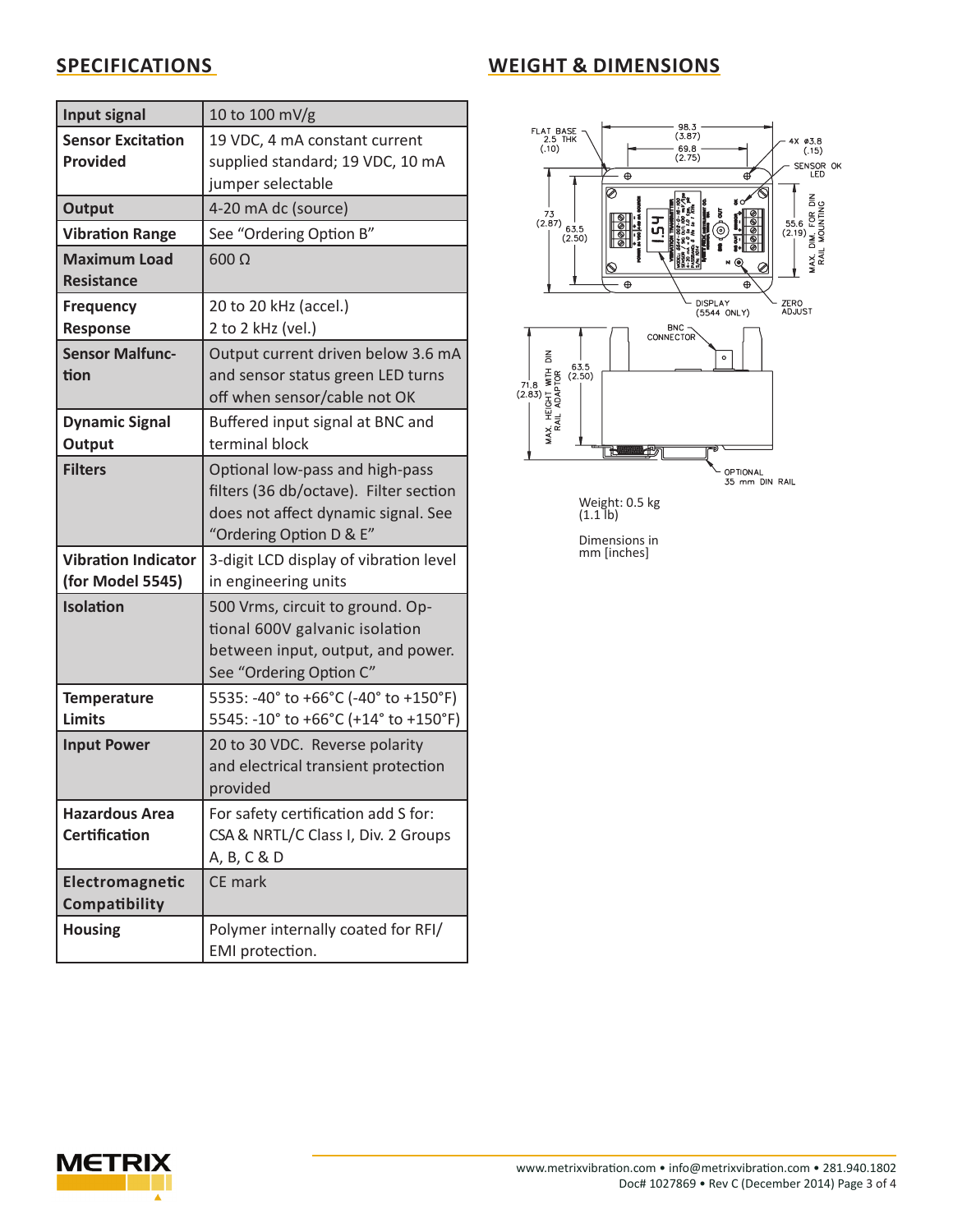## SPECIFICATIONS

| | |
|---|---|
| **Input signal** | 10 to 100 mV/g |
| **Sensor Excitation Provided** | 19 VDC, 4 mA constant current supplied standard; 19 VDC, 10 mA jumper selectable |
| **Output** | 4-20 mA dc (source) |
| **Vibration Range** | See "Ordering Option B" |
| **Maximum Load Resistance** | 600 Ω |
| **Frequency Response** | 20 to 20 kHz (accel.)<br>2 to 2 kHz (vel.) |
| **Sensor Malfunction** | Output current driven below 3.6 mA and sensor status green LED turns off when sensor/cable not OK |
| **Dynamic Signal Output** | Buffered input signal at BNC and terminal block |
| **Filters** | Optional low-pass and high-pass filters (36 db/octave). Filter section does not affect dynamic signal. See "Ordering Option D & E" |
| **Vibration Indicator (for Model 5545)** | 3-digit LCD display of vibration level in engineering units |
| **Isolation** | 500 Vrms, circuit to ground. Optional 600V galvanic isolation between input, output, and power. See "Ordering Option C" |
| **Temperature Limits** | 5535: -40° to +66°C (-40° to +150°F)<br>5545: -10° to +66°C (+14° to +150°F) |
| **Input Power** | 20 to 30 VDC. Reverse polarity and electrical transient protection provided |
| **Hazardous Area Certification** | For safety certification add S for: CSA & NRTL/C Class I, Div. 2 Groups A, B, C & D |
| **Electromagnetic Compatibility** | CE mark |
| **Housing** | Polymer internally coated for RFI/EMI protection. |

## WEIGHT & DIMENSIONS

FLAT BASE 2.5 THK (.10)

98.3 (3.87)

69.8 (2.75)

4X ø3.8 (.15)

SENSOR OK LED

73 (2.87)

63.5 (2.50)

55.6 (2.19) MAX. DIM. FOR DIN RAIL MOUNTING

DISPLAY (5544 ONLY)

ZERO ADJUST

BNC CONNECTOR

71.8 (2.83) MAX. HEIGHT WITH DIN RAIL ADAPTOR

63.5 (2.50)

OPTIONAL 35 mm DIN RAIL

Weight: 0.5 kg (1.1 lb)

Dimensions in mm [inches]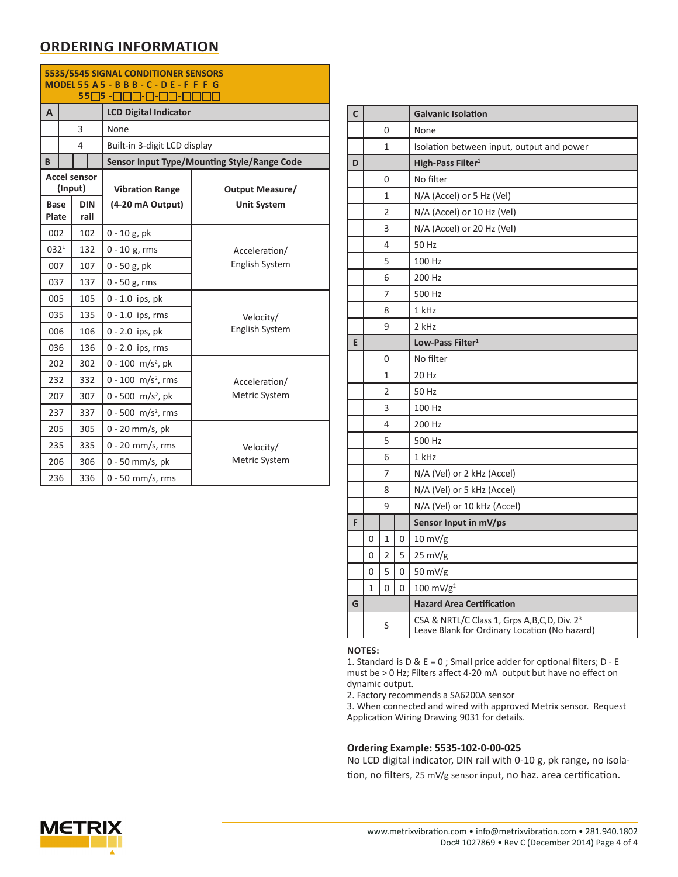## ORDERING INFORMATION

**5535/5545 SIGNAL CONDITIONER SENSORS**
**MODEL 55 A 5 - B B B - C - D E - F F F G**
**55□5 -□□□-□-□□-□□□□**

| A | | LCD Digital Indicator | |
|---|---|---|---|
| | 3 | None | |
| | 4 | Built-in 3-digit LCD display | |
| **B** | | **Sensor Input Type/Mounting Style/Range Code** | |
| **Accel sensor (Input)** | | **Vibration Range (4-20 mA Output)** | **Output Measure/ Unit System** |
| **Base Plate** | **DIN rail** | | |
| 002 | 102 | 0 - 10 g, pk | Acceleration/ English System |
| 032[1] | 132 | 0 - 10 g, rms | Acceleration/ English System |
| 007 | 107 | 0 - 50 g, pk | Acceleration/ English System |
| 037 | 137 | 0 - 50 g, rms | Acceleration/ English System |
| 005 | 105 | 0 - 1.0 ips, pk | Velocity/ English System |
| 035 | 135 | 0 - 1.0 ips, rms | Velocity/ English System |
| 006 | 106 | 0 - 2.0 ips, pk | Velocity/ English System |
| 036 | 136 | 0 - 2.0 ips, rms | Velocity/ English System |
| 202 | 302 | 0 - 100 $m/s^2$, pk | Acceleration/ Metric System |
| 232 | 332 | 0 - 100 $m/s^2$, rms | Acceleration/ Metric System |
| 207 | 307 | 0 - 500 $m/s^2$, pk | Acceleration/ Metric System |
| 237 | 337 | 0 - 500 $m/s^2$, rms | Acceleration/ Metric System |
| 205 | 305 | 0 - 20 mm/s, pk | Velocity/ Metric System |
| 235 | 335 | 0 - 20 mm/s, rms | Velocity/ Metric System |
| 206 | 306 | 0 - 50 mm/s, pk | Velocity/ Metric System |
| 236 | 336 | 0 - 50 mm/s, rms | Velocity/ Metric System |

| C | | | | Galvanic Isolation |
|---|---|---|---|---|
| | | 0 | | None |
| | | 1 | | Isolation between input, output and power |
| **D** | | | | **High-Pass Filter[1]** |
| | | 0 | | No filter |
| | | 1 | | N/A (Accel) or 5 Hz (Vel) |
| | | 2 | | N/A (Accel) or 10 Hz (Vel) |
| | | 3 | | N/A (Accel) or 20 Hz (Vel) |
| | | 4 | | 50 Hz |
| | | 5 | | 100 Hz |
| | | 6 | | 200 Hz |
| | | 7 | | 500 Hz |
| | | 8 | | 1 kHz |
| | | 9 | | 2 kHz |
| **E** | | | | **Low-Pass Filter[1]** |
| | | 0 | | No filter |
| | | 1 | | 20 Hz |
| | | 2 | | 50 Hz |
| | | 3 | | 100 Hz |
| | | 4 | | 200 Hz |
| | | 5 | | 500 Hz |
| | | 6 | | 1 kHz |
| | | 7 | | N/A (Vel) or 2 kHz (Accel) |
| | | 8 | | N/A (Vel) or 5 kHz (Accel) |
| | | 9 | | N/A (Vel) or 10 kHz (Accel) |
| **F** | | | | **Sensor Input in mV/ps** |
| | 0 | 1 | 0 | 10 mV/g |
| | 0 | 2 | 5 | 25 mV/g |
| | 0 | 5 | 0 | 50 mV/g |
| | 1 | 0 | 0 | 100 mV/g[2] |
| **G** | | | | **Hazard Area Certification** |
| | | S | | CSA & NRTL/C Class 1, Grps A,B,C,D, Div. 2[3] Leave Blank for Ordinary Location (No hazard) |

**NOTES:**
1. Standard is D & E = 0 ; Small price adder for optional filters; D - E must be > 0 Hz; Filters affect 4-20 mA output but have no effect on dynamic output.
2. Factory recommends a SA6200A sensor
3. When connected and wired with approved Metrix sensor. Request Application Wiring Drawing 9031 for details.

**Ordering Example: 5535-102-0-00-025**
No LCD digital indicator, DIN rail with 0-10 g, pk range, no isolation, no filters, 25 mV/g sensor input, no haz. area certification.

www.metrixvibration.com • info@metrixvibration.com • 281.940.1802
Doc# 1027869 • Rev C (December 2014)